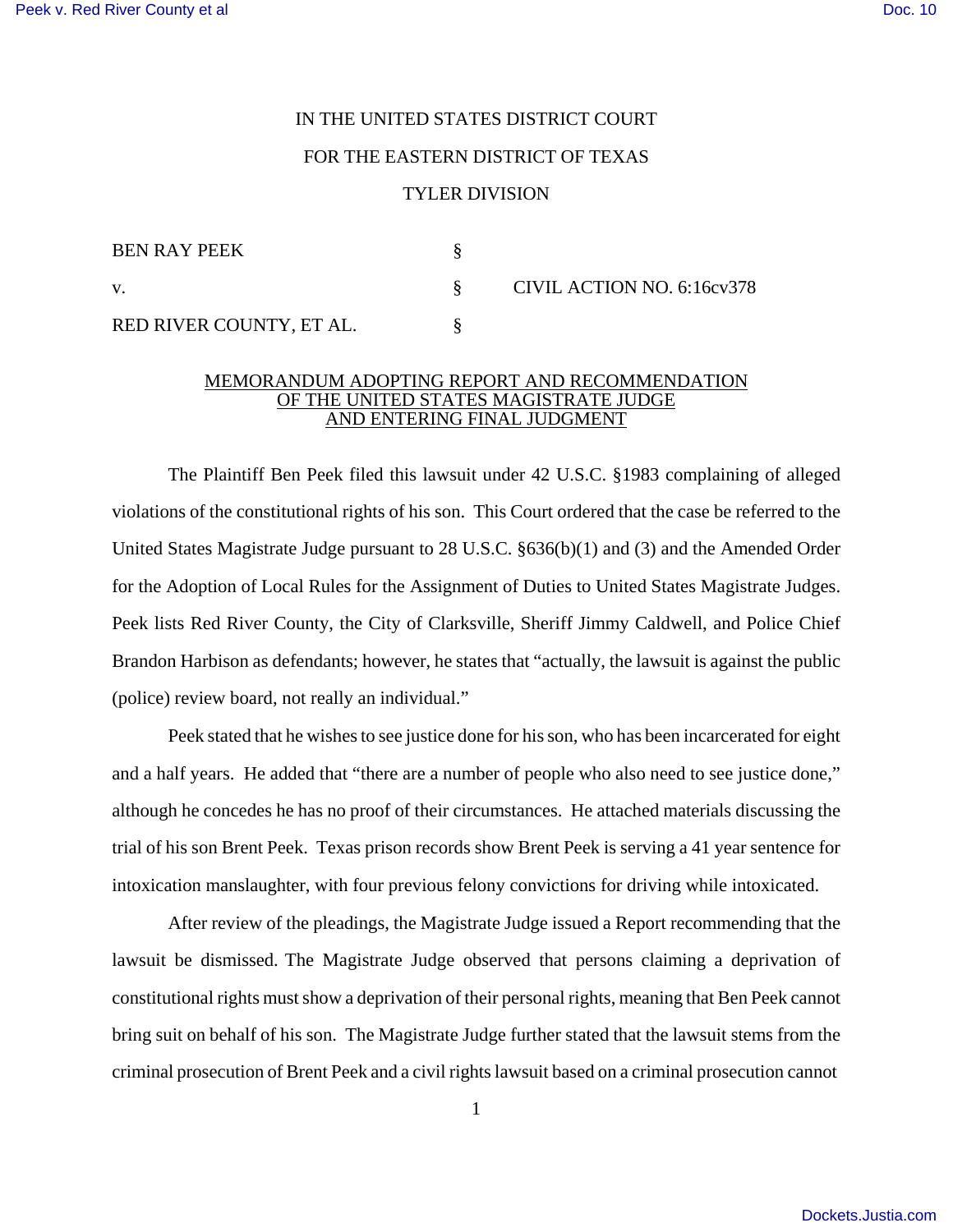IN THE UNITED STATES DISTRICT COURT

FOR THE EASTERN DISTRICT OF TEXAS

TYLER DIVISION

| | | |
|---|---|---|
| BEN RAY PEEK | § | |
| v. | § | CIVIL ACTION NO. 6:16cv378 |
| RED RIVER COUNTY, ET AL. | § | |

## MEMORANDUM ADOPTING REPORT AND RECOMMENDATION OF THE UNITED STATES MAGISTRATE JUDGE AND ENTERING FINAL JUDGMENT

The Plaintiff Ben Peek filed this lawsuit under 42 U.S.C. §1983 complaining of alleged violations of the constitutional rights of his son. This Court ordered that the case be referred to the United States Magistrate Judge pursuant to 28 U.S.C. §636(b)(1) and (3) and the Amended Order for the Adoption of Local Rules for the Assignment of Duties to United States Magistrate Judges. Peek lists Red River County, the City of Clarksville, Sheriff Jimmy Caldwell, and Police Chief Brandon Harbison as defendants; however, he states that "actually, the lawsuit is against the public (police) review board, not really an individual."

Peek stated that he wishes to see justice done for his son, who has been incarcerated for eight and a half years. He added that "there are a number of people who also need to see justice done," although he concedes he has no proof of their circumstances. He attached materials discussing the trial of his son Brent Peek. Texas prison records show Brent Peek is serving a 41 year sentence for intoxication manslaughter, with four previous felony convictions for driving while intoxicated.

After review of the pleadings, the Magistrate Judge issued a Report recommending that the lawsuit be dismissed. The Magistrate Judge observed that persons claiming a deprivation of constitutional rights must show a deprivation of their personal rights, meaning that Ben Peek cannot bring suit on behalf of his son. The Magistrate Judge further stated that the lawsuit stems from the criminal prosecution of Brent Peek and a civil rights lawsuit based on a criminal prosecution cannot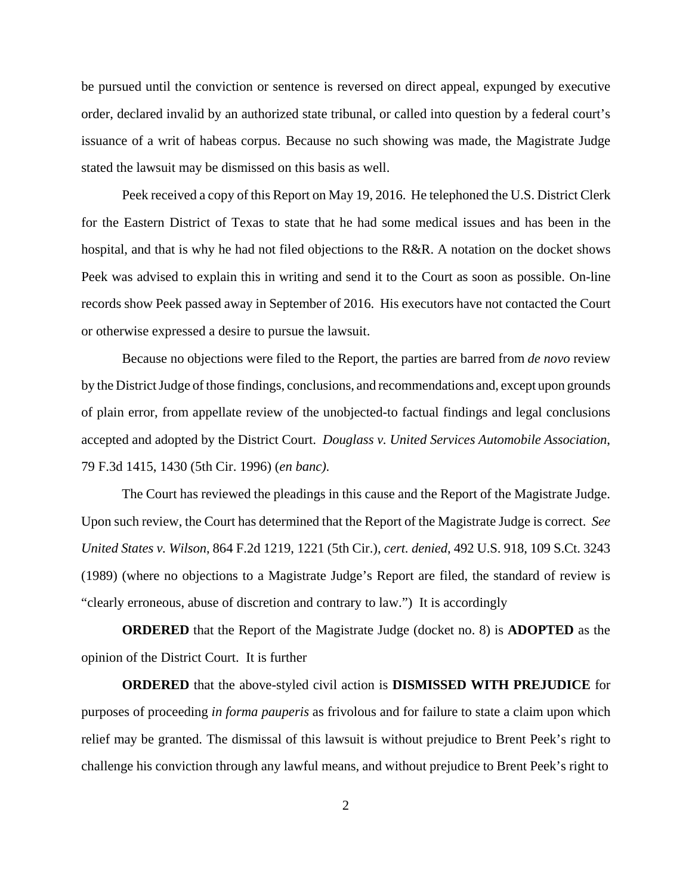be pursued until the conviction or sentence is reversed on direct appeal, expunged by executive order, declared invalid by an authorized state tribunal, or called into question by a federal court's issuance of a writ of habeas corpus. Because no such showing was made, the Magistrate Judge stated the lawsuit may be dismissed on this basis as well.

Peek received a copy of this Report on May 19, 2016. He telephoned the U.S. District Clerk for the Eastern District of Texas to state that he had some medical issues and has been in the hospital, and that is why he had not filed objections to the R&R. A notation on the docket shows Peek was advised to explain this in writing and send it to the Court as soon as possible. On-line records show Peek passed away in September of 2016. His executors have not contacted the Court or otherwise expressed a desire to pursue the lawsuit.

Because no objections were filed to the Report, the parties are barred from *de novo* review by the District Judge of those findings, conclusions, and recommendations and, except upon grounds of plain error, from appellate review of the unobjected-to factual findings and legal conclusions accepted and adopted by the District Court. *Douglass v. United Services Automobile Association*, 79 F.3d 1415, 1430 (5th Cir. 1996) (*en banc)*.

The Court has reviewed the pleadings in this cause and the Report of the Magistrate Judge. Upon such review, the Court has determined that the Report of the Magistrate Judge is correct. *See United States v. Wilson*, 864 F.2d 1219, 1221 (5th Cir.), *cert. denied*, 492 U.S. 918, 109 S.Ct. 3243 (1989) (where no objections to a Magistrate Judge's Report are filed, the standard of review is "clearly erroneous, abuse of discretion and contrary to law.") It is accordingly

**ORDERED** that the Report of the Magistrate Judge (docket no. 8) is **ADOPTED** as the opinion of the District Court. It is further

**ORDERED** that the above-styled civil action is **DISMISSED WITH PREJUDICE** for purposes of proceeding *in forma pauperis* as frivolous and for failure to state a claim upon which relief may be granted. The dismissal of this lawsuit is without prejudice to Brent Peek's right to challenge his conviction through any lawful means, and without prejudice to Brent Peek's right to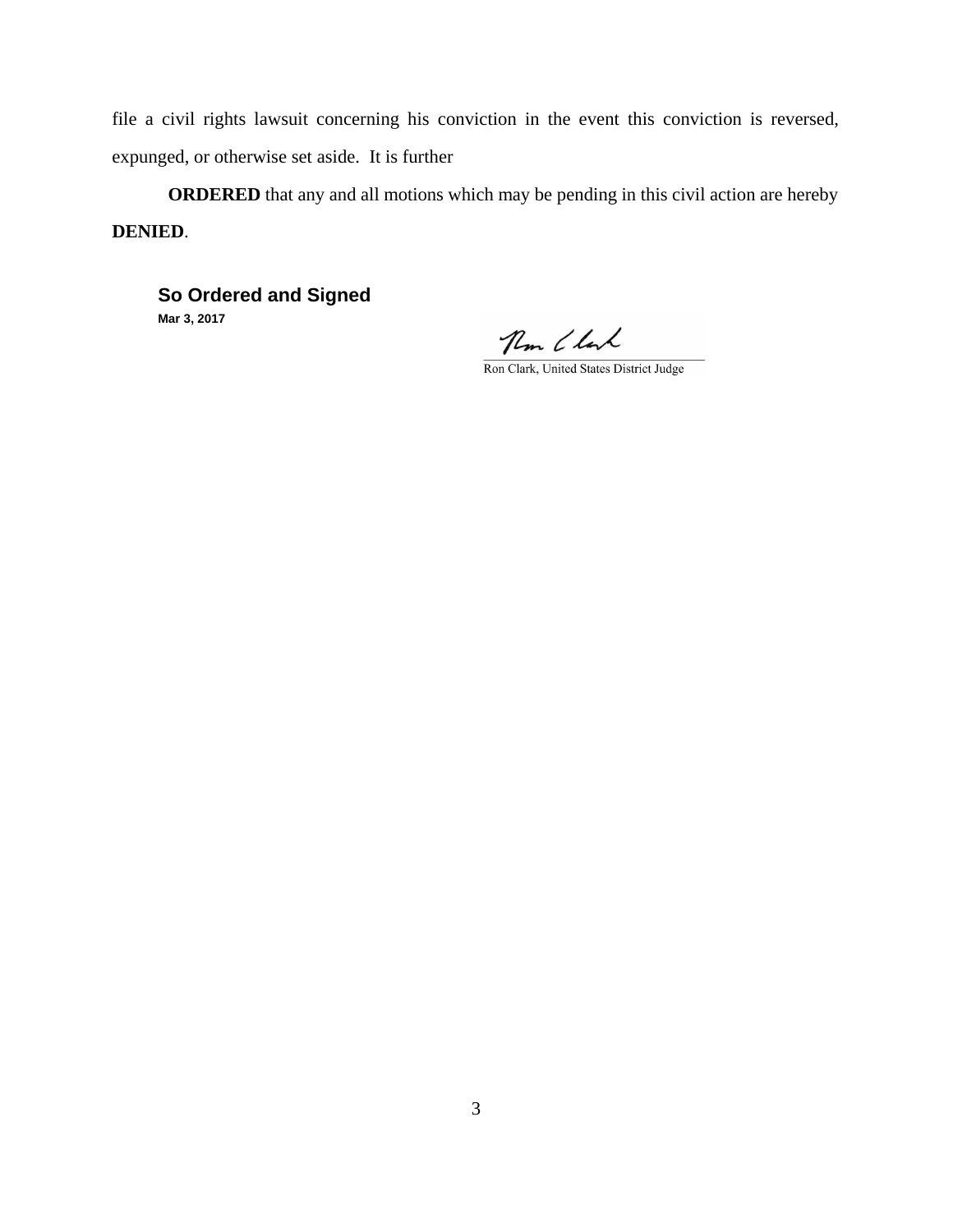file a civil rights lawsuit concerning his conviction in the event this conviction is reversed, expunged, or otherwise set aside. It is further

**ORDERED** that any and all motions which may be pending in this civil action are hereby **DENIED**.

**So Ordered and Signed**

**Mar 3, 2017**

Ron Clark, United States District Judge